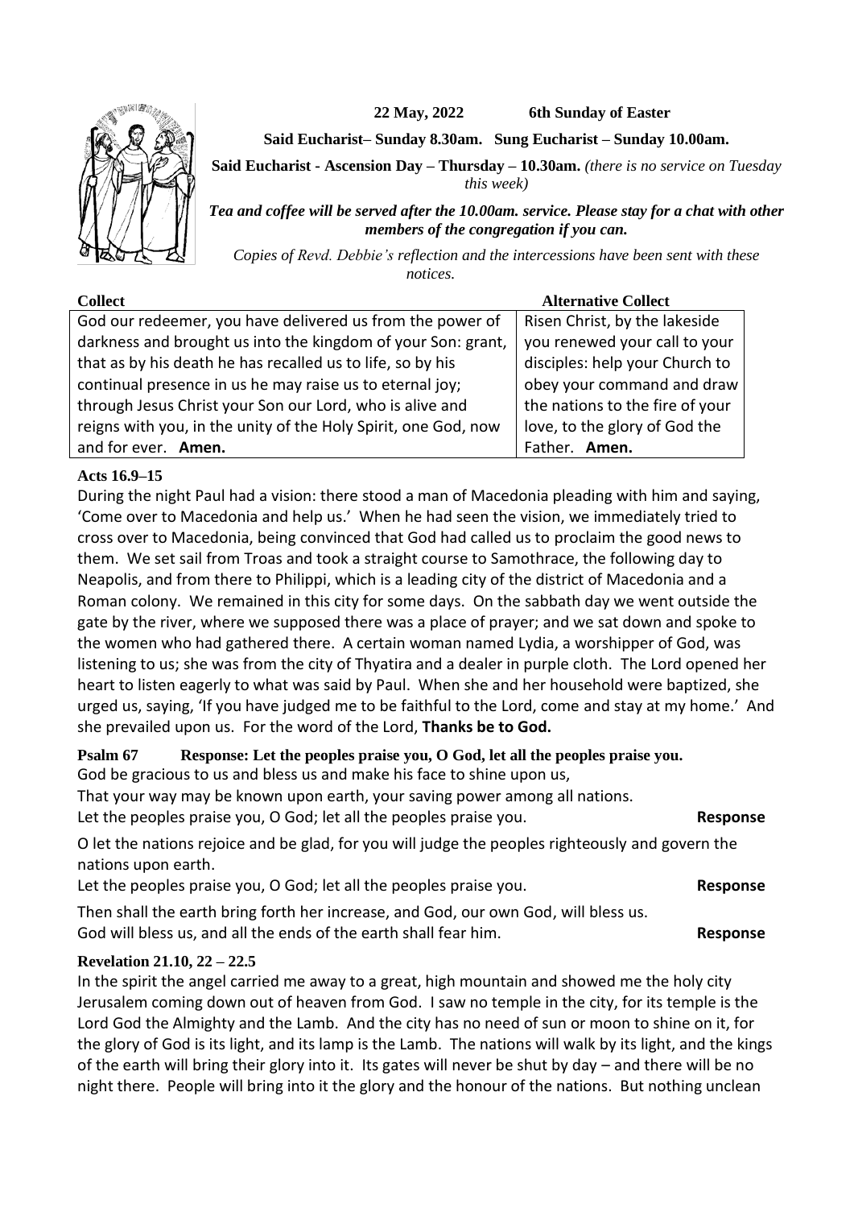**22 May, 2022 6th Sunday of Easter**

**Said Eucharist– Sunday 8.30am. Sung Eucharist – Sunday 10.00am.**

**Said Eucharist - Ascension Day – Thursday – 10.30am.** *(there is no service on Tuesday this week)*

***Tea and coffee will be served after the 10.00am. service. Please stay for a chat with other members of the congregation if you can.***

*Copies of Revd. Debbie's reflection and the intercessions have been sent with these notices.*

| **Collect** | **Alternative Collect** |
|---|---|
| God our redeemer, you have delivered us from the power of darkness and brought us into the kingdom of your Son: grant, that as by his death he has recalled us to life, so by his continual presence in us he may raise us to eternal joy; through Jesus Christ your Son our Lord, who is alive and reigns with you, in the unity of the Holy Spirit, one God, now and for ever. **Amen.** | Risen Christ, by the lakeside you renewed your call to your disciples: help your Church to obey your command and draw the nations to the fire of your love, to the glory of God the Father. **Amen.** |

**Acts 16.9–15**

During the night Paul had a vision: there stood a man of Macedonia pleading with him and saying, 'Come over to Macedonia and help us.' When he had seen the vision, we immediately tried to cross over to Macedonia, being convinced that God had called us to proclaim the good news to them. We set sail from Troas and took a straight course to Samothrace, the following day to Neapolis, and from there to Philippi, which is a leading city of the district of Macedonia and a Roman colony. We remained in this city for some days. On the sabbath day we went outside the gate by the river, where we supposed there was a place of prayer; and we sat down and spoke to the women who had gathered there. A certain woman named Lydia, a worshipper of God, was listening to us; she was from the city of Thyatira and a dealer in purple cloth. The Lord opened her heart to listen eagerly to what was said by Paul. When she and her household were baptized, she urged us, saying, 'If you have judged me to be faithful to the Lord, come and stay at my home.' And she prevailed upon us. For the word of the Lord, **Thanks be to God.**

**Psalm 67 Response: Let the peoples praise you, O God, let all the peoples praise you.**

God be gracious to us and bless us and make his face to shine upon us,
That your way may be known upon earth, your saving power among all nations.
Let the peoples praise you, O God; let all the peoples praise you. **Response**

O let the nations rejoice and be glad, for you will judge the peoples righteously and govern the nations upon earth.
Let the peoples praise you, O God; let all the peoples praise you. **Response**

Then shall the earth bring forth her increase, and God, our own God, will bless us.
God will bless us, and all the ends of the earth shall fear him. **Response**

**Revelation 21.10, 22 – 22.5**

In the spirit the angel carried me away to a great, high mountain and showed me the holy city Jerusalem coming down out of heaven from God. I saw no temple in the city, for its temple is the Lord God the Almighty and the Lamb. And the city has no need of sun or moon to shine on it, for the glory of God is its light, and its lamp is the Lamb. The nations will walk by its light, and the kings of the earth will bring their glory into it. Its gates will never be shut by day – and there will be no night there. People will bring into it the glory and the honour of the nations. But nothing unclean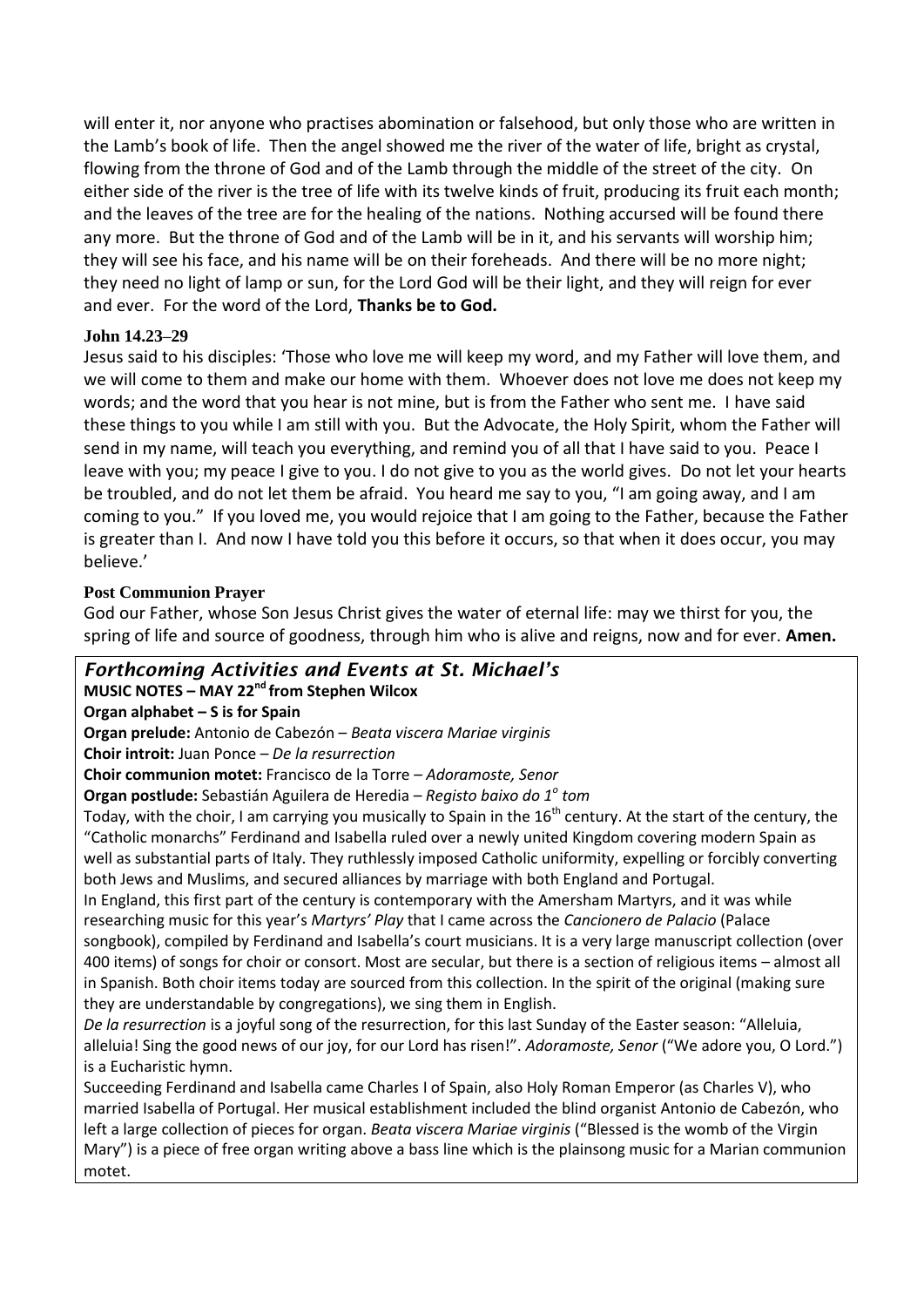will enter it, nor anyone who practises abomination or falsehood, but only those who are written in the Lamb's book of life. Then the angel showed me the river of the water of life, bright as crystal, flowing from the throne of God and of the Lamb through the middle of the street of the city. On either side of the river is the tree of life with its twelve kinds of fruit, producing its fruit each month; and the leaves of the tree are for the healing of the nations. Nothing accursed will be found there any more. But the throne of God and of the Lamb will be in it, and his servants will worship him; they will see his face, and his name will be on their foreheads. And there will be no more night; they need no light of lamp or sun, for the Lord God will be their light, and they will reign for ever and ever. For the word of the Lord, **Thanks be to God.**

**John 14.23–29**

Jesus said to his disciples: 'Those who love me will keep my word, and my Father will love them, and we will come to them and make our home with them. Whoever does not love me does not keep my words; and the word that you hear is not mine, but is from the Father who sent me. I have said these things to you while I am still with you. But the Advocate, the Holy Spirit, whom the Father will send in my name, will teach you everything, and remind you of all that I have said to you. Peace I leave with you; my peace I give to you. I do not give to you as the world gives. Do not let your hearts be troubled, and do not let them be afraid. You heard me say to you, "I am going away, and I am coming to you." If you loved me, you would rejoice that I am going to the Father, because the Father is greater than I. And now I have told you this before it occurs, so that when it does occur, you may believe.'

**Post Communion Prayer**

God our Father, whose Son Jesus Christ gives the water of eternal life: may we thirst for you, the spring of life and source of goodness, through him who is alive and reigns, now and for ever. **Amen.**

## *Forthcoming Activities and Events at St. Michael's*

**MUSIC NOTES – MAY 22nd from Stephen Wilcox**

**Organ alphabet – S is for Spain**

**Organ prelude:** Antonio de Cabezón – *Beata viscera Mariae virginis*

**Choir introit:** Juan Ponce – *De la resurrection*

**Choir communion motet:** Francisco de la Torre – *Adoramoste, Senor*

**Organ postlude:** Sebastián Aguilera de Heredia – *Registo baixo do 1o tom*

Today, with the choir, I am carrying you musically to Spain in the 16th century. At the start of the century, the "Catholic monarchs" Ferdinand and Isabella ruled over a newly united Kingdom covering modern Spain as well as substantial parts of Italy. They ruthlessly imposed Catholic uniformity, expelling or forcibly converting both Jews and Muslims, and secured alliances by marriage with both England and Portugal.

In England, this first part of the century is contemporary with the Amersham Martyrs, and it was while researching music for this year's *Martyrs' Play* that I came across the *Cancionero de Palacio* (Palace songbook), compiled by Ferdinand and Isabella's court musicians. It is a very large manuscript collection (over 400 items) of songs for choir or consort. Most are secular, but there is a section of religious items – almost all in Spanish. Both choir items today are sourced from this collection. In the spirit of the original (making sure they are understandable by congregations), we sing them in English.

*De la resurrection* is a joyful song of the resurrection, for this last Sunday of the Easter season: "Alleluia, alleluia! Sing the good news of our joy, for our Lord has risen!". *Adoramoste, Senor* ("We adore you, O Lord.") is a Eucharistic hymn.

Succeeding Ferdinand and Isabella came Charles I of Spain, also Holy Roman Emperor (as Charles V), who married Isabella of Portugal. Her musical establishment included the blind organist Antonio de Cabezón, who left a large collection of pieces for organ. *Beata viscera Mariae virginis* ("Blessed is the womb of the Virgin Mary") is a piece of free organ writing above a bass line which is the plainsong music for a Marian communion motet.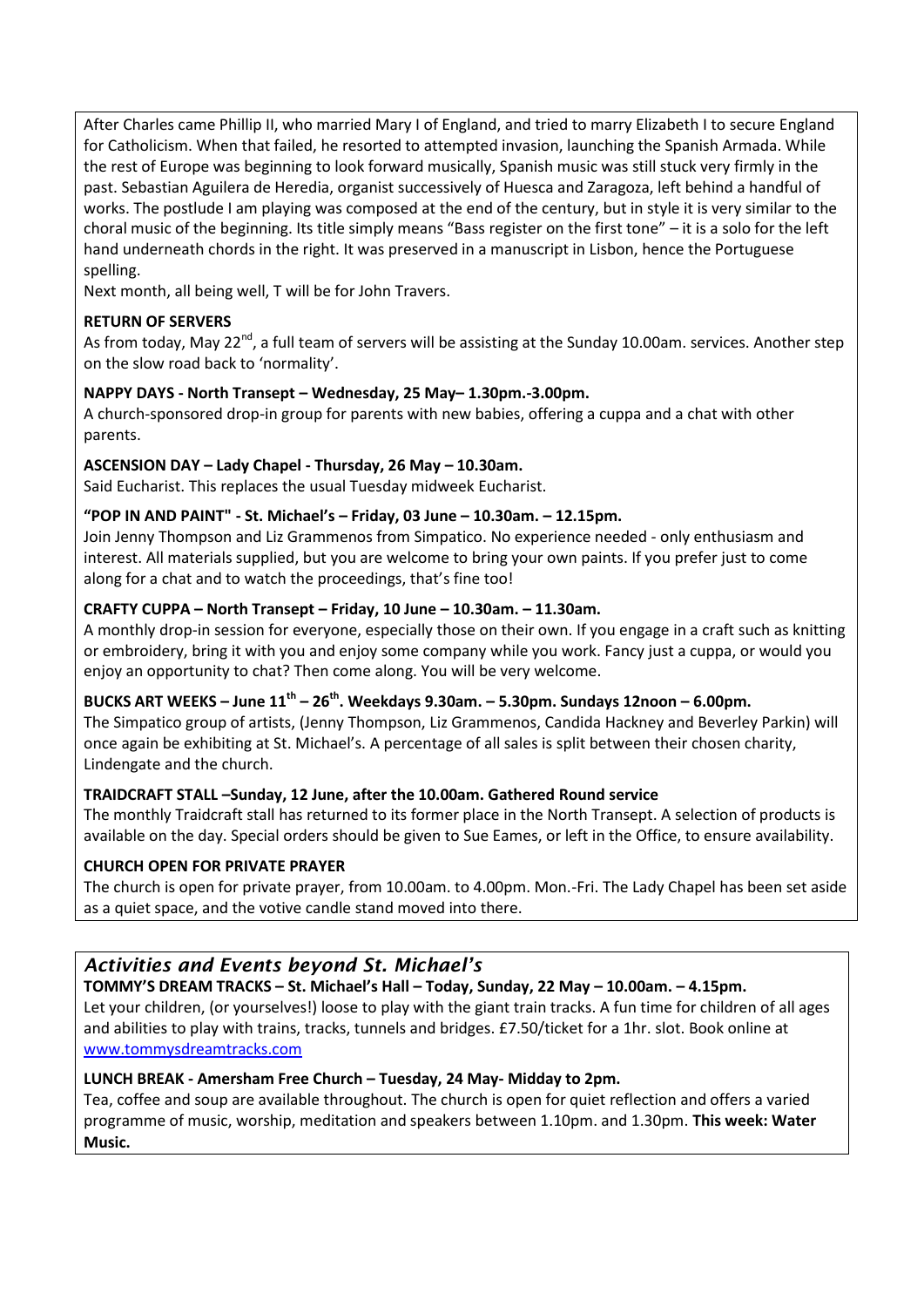After Charles came Phillip II, who married Mary I of England, and tried to marry Elizabeth I to secure England for Catholicism. When that failed, he resorted to attempted invasion, launching the Spanish Armada. While the rest of Europe was beginning to look forward musically, Spanish music was still stuck very firmly in the past. Sebastian Aguilera de Heredia, organist successively of Huesca and Zaragoza, left behind a handful of works. The postlude I am playing was composed at the end of the century, but in style it is very similar to the choral music of the beginning. Its title simply means "Bass register on the first tone" – it is a solo for the left hand underneath chords in the right. It was preserved in a manuscript in Lisbon, hence the Portuguese spelling.

Next month, all being well, T will be for John Travers.

**RETURN OF SERVERS**

As from today, May 22nd, a full team of servers will be assisting at the Sunday 10.00am. services. Another step on the slow road back to 'normality'.

**NAPPY DAYS - North Transept – Wednesday, 25 May– 1.30pm.-3.00pm.**

A church-sponsored drop-in group for parents with new babies, offering a cuppa and a chat with other parents.

**ASCENSION DAY – Lady Chapel - Thursday, 26 May – 10.30am.**

Said Eucharist. This replaces the usual Tuesday midweek Eucharist.

**"POP IN AND PAINT" - St. Michael's – Friday, 03 June – 10.30am. – 12.15pm.**

Join Jenny Thompson and Liz Grammenos from Simpatico. No experience needed - only enthusiasm and interest. All materials supplied, but you are welcome to bring your own paints. If you prefer just to come along for a chat and to watch the proceedings, that's fine too!

**CRAFTY CUPPA – North Transept – Friday, 10 June – 10.30am. – 11.30am.**

A monthly drop-in session for everyone, especially those on their own. If you engage in a craft such as knitting or embroidery, bring it with you and enjoy some company while you work. Fancy just a cuppa, or would you enjoy an opportunity to chat? Then come along. You will be very welcome.

**BUCKS ART WEEKS – June 11th – 26th. Weekdays 9.30am. – 5.30pm. Sundays 12noon – 6.00pm.**

The Simpatico group of artists, (Jenny Thompson, Liz Grammenos, Candida Hackney and Beverley Parkin) will once again be exhibiting at St. Michael's. A percentage of all sales is split between their chosen charity, Lindengate and the church.

**TRAIDCRAFT STALL –Sunday, 12 June, after the 10.00am. Gathered Round service**

The monthly Traidcraft stall has returned to its former place in the North Transept. A selection of products is available on the day. Special orders should be given to Sue Eames, or left in the Office, to ensure availability.

**CHURCH OPEN FOR PRIVATE PRAYER**

The church is open for private prayer, from 10.00am. to 4.00pm. Mon.-Fri. The Lady Chapel has been set aside as a quiet space, and the votive candle stand moved into there.

## *Activities and Events beyond St. Michael's*

**TOMMY'S DREAM TRACKS – St. Michael's Hall – Today, Sunday, 22 May – 10.00am. – 4.15pm.**

Let your children, (or yourselves!) loose to play with the giant train tracks. A fun time for children of all ages and abilities to play with trains, tracks, tunnels and bridges. £7.50/ticket for a 1hr. slot. Book online at www.tommysdreamtracks.com

**LUNCH BREAK - Amersham Free Church – Tuesday, 24 May- Midday to 2pm.**

Tea, coffee and soup are available throughout. The church is open for quiet reflection and offers a varied programme of music, worship, meditation and speakers between 1.10pm. and 1.30pm. **This week: Water Music.**